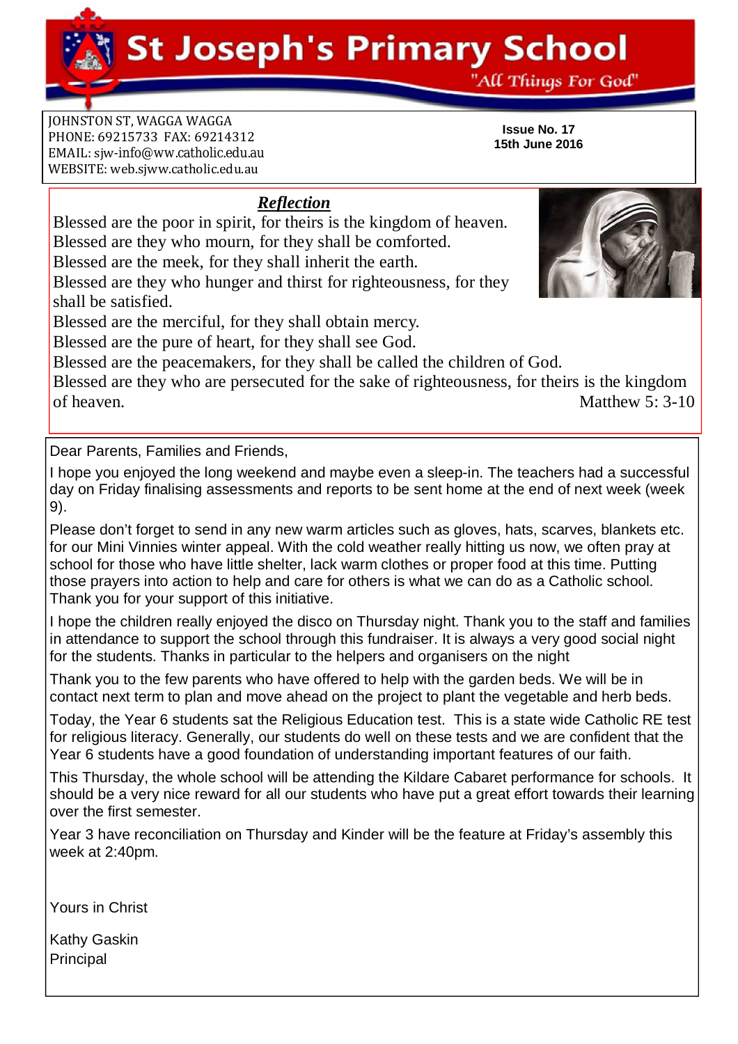# St Joseph's Primary School

"All Things For God"

JOHNSTON ST, WAGGA WAGGA
PHONE: 69215733 FAX: 69214312
EMAIL: sjw-info@ww.catholic.edu.au
WEBSITE: web.sjww.catholic.edu.au

**Issue No. 17**
**15th June 2016**

## *Reflection*

Blessed are the poor in spirit, for theirs is the kingdom of heaven.
Blessed are they who mourn, for they shall be comforted.
Blessed are the meek, for they shall inherit the earth.
Blessed are they who hunger and thirst for righteousness, for they shall be satisfied.
Blessed are the merciful, for they shall obtain mercy.
Blessed are the pure of heart, for they shall see God.
Blessed are the peacemakers, for they shall be called the children of God.
Blessed are they who are persecuted for the sake of righteousness, for theirs is the kingdom of heaven.

Matthew 5: 3-10

Dear Parents, Families and Friends,

I hope you enjoyed the long weekend and maybe even a sleep-in. The teachers had a successful day on Friday finalising assessments and reports to be sent home at the end of next week (week 9).

Please don't forget to send in any new warm articles such as gloves, hats, scarves, blankets etc. for our Mini Vinnies winter appeal. With the cold weather really hitting us now, we often pray at school for those who have little shelter, lack warm clothes or proper food at this time. Putting those prayers into action to help and care for others is what we can do as a Catholic school. Thank you for your support of this initiative.

I hope the children really enjoyed the disco on Thursday night. Thank you to the staff and families in attendance to support the school through this fundraiser. It is always a very good social night for the students. Thanks in particular to the helpers and organisers on the night

Thank you to the few parents who have offered to help with the garden beds. We will be in contact next term to plan and move ahead on the project to plant the vegetable and herb beds.

Today, the Year 6 students sat the Religious Education test. This is a state wide Catholic RE test for religious literacy. Generally, our students do well on these tests and we are confident that the Year 6 students have a good foundation of understanding important features of our faith.

This Thursday, the whole school will be attending the Kildare Cabaret performance for schools. It should be a very nice reward for all our students who have put a great effort towards their learning over the first semester.

Year 3 have reconciliation on Thursday and Kinder will be the feature at Friday's assembly this week at 2:40pm.

Yours in Christ

Kathy Gaskin
Principal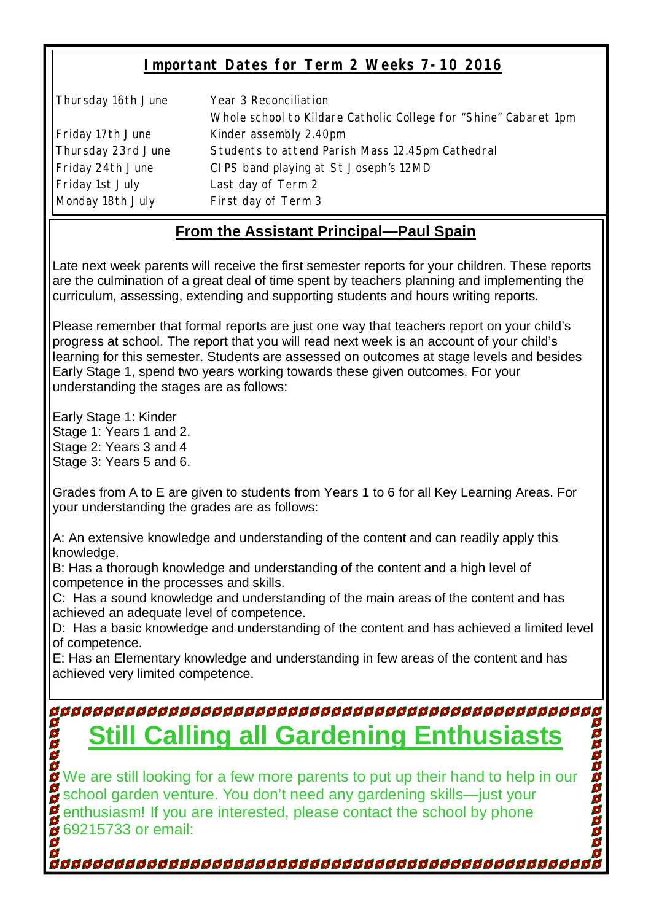## Important Dates for Term 2 Weeks 7-10 2016

| | |
|---|---|
| Thursday 16th June | Year 3 Reconciliation |
| | Whole school to Kildare Catholic College for "Shine" Cabaret 1pm |
| Friday 17th June | Kinder assembly 2.40pm |
| Thursday 23rd June | Students to attend Parish Mass 12.45pm Cathedral |
| Friday 24th June | CIPS band playing at St Joseph's 12MD |
| Friday 1st July | Last day of Term 2 |
| Monday 18th July | First day of Term 3 |

## From the Assistant Principal—Paul Spain

Late next week parents will receive the first semester reports for your children. These reports are the culmination of a great deal of time spent by teachers planning and implementing the curriculum, assessing, extending and supporting students and hours writing reports.

Please remember that formal reports are just one way that teachers report on your child's progress at school. The report that you will read next week is an account of your child's learning for this semester. Students are assessed on outcomes at stage levels and besides Early Stage 1, spend two years working towards these given outcomes. For your understanding the stages are as follows:

Early Stage 1: Kinder
Stage 1: Years 1 and 2.
Stage 2: Years 3 and 4
Stage 3: Years 5 and 6.

Grades from A to E are given to students from Years 1 to 6 for all Key Learning Areas. For your understanding the grades are as follows:

A: An extensive knowledge and understanding of the content and can readily apply this knowledge.
B: Has a thorough knowledge and understanding of the content and a high level of competence in the processes and skills.
C: Has a sound knowledge and understanding of the main areas of the content and has achieved an adequate level of competence.
D: Has a basic knowledge and understanding of the content and has achieved a limited level of competence.
E: Has an Elementary knowledge and understanding in few areas of the content and has achieved very limited competence.

## Still Calling all Gardening Enthusiasts

We are still looking for a few more parents to put up their hand to help in our school garden venture. You don't need any gardening skills—just your enthusiasm! If you are interested, please contact the school by phone 69215733 or email: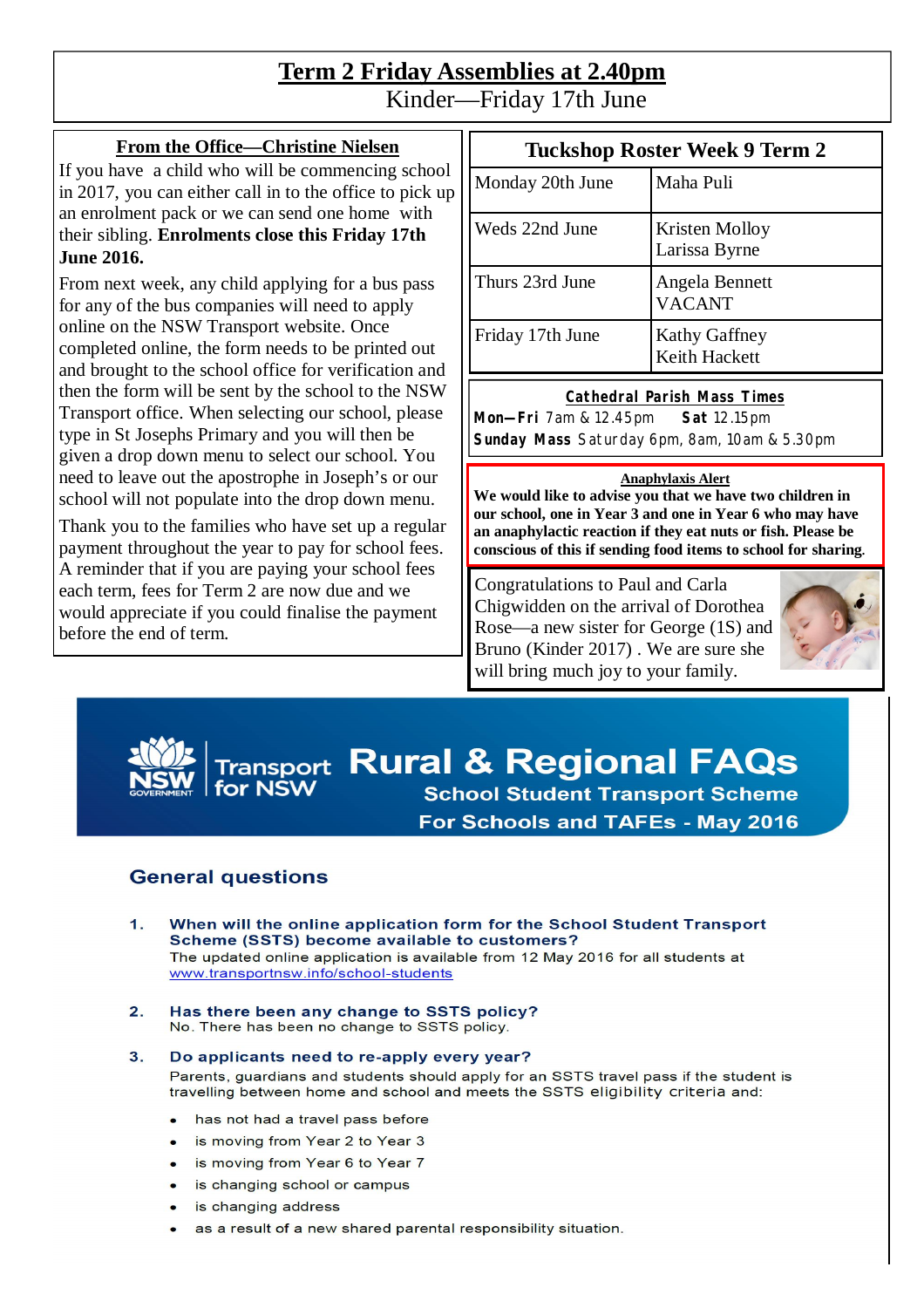# Term 2 Friday Assemblies at 2.40pm

Kinder—Friday 17th June

## From the Office—Christine Nielsen

If you have a child who will be commencing school in 2017, you can either call in to the office to pick up an enrolment pack or we can send one home with their sibling. **Enrolments close this Friday 17th June 2016.**

From next week, any child applying for a bus pass for any of the bus companies will need to apply online on the NSW Transport website. Once completed online, the form needs to be printed out and brought to the school office for verification and then the form will be sent by the school to the NSW Transport office. When selecting our school, please type in St Josephs Primary and you will then be given a drop down menu to select our school. You need to leave out the apostrophe in Joseph's or our school will not populate into the drop down menu.

Thank you to the families who have set up a regular payment throughout the year to pay for school fees. A reminder that if you are paying your school fees each term, fees for Term 2 are now due and we would appreciate if you could finalise the payment before the end of term.

## Tuckshop Roster Week 9 Term 2

| Day | Volunteers |
|---|---|
| Monday 20th June | Maha Puli |
| Weds 22nd June | Kristen Molloy<br>Larissa Byrne |
| Thurs 23rd June | Angela Bennett<br>VACANT |
| Friday 17th June | Kathy Gaffney<br>Keith Hackett |

## Cathedral Parish Mass Times

**Mon—Fri** 7am & 12.45pm **Sat** 12.15pm
**Sunday Mass** Saturday 6pm, 8am, 10am & 5.30pm

## Anaphylaxis Alert

**We would like to advise you that we have two children in our school, one in Year 3 and one in Year 6 who may have an anaphylactic reaction if they eat nuts or fish. Please be conscious of this if sending food items to school for sharing.**

Congratulations to Paul and Carla Chigwidden on the arrival of Dorothea Rose—a new sister for George (1S) and Bruno (Kinder 2017) . We are sure she will bring much joy to your family.

# Rural & Regional FAQs

NSW Government | Transport for NSW

**School Student Transport Scheme**
**For Schools and TAFEs - May 2016**

## General questions

1. **When will the online application form for the School Student Transport Scheme (SSTS) become available to customers?**
The updated online application is available from 12 May 2016 for all students at www.transportnsw.info/school-students

2. **Has there been any change to SSTS policy?**
No. There has been no change to SSTS policy.

3. **Do applicants need to re-apply every year?**
Parents, guardians and students should apply for an SSTS travel pass if the student is travelling between home and school and meets the SSTS eligibility criteria and:
   - has not had a travel pass before
   - is moving from Year 2 to Year 3
   - is moving from Year 6 to Year 7
   - is changing school or campus
   - is changing address
   - as a result of a new shared parental responsibility situation.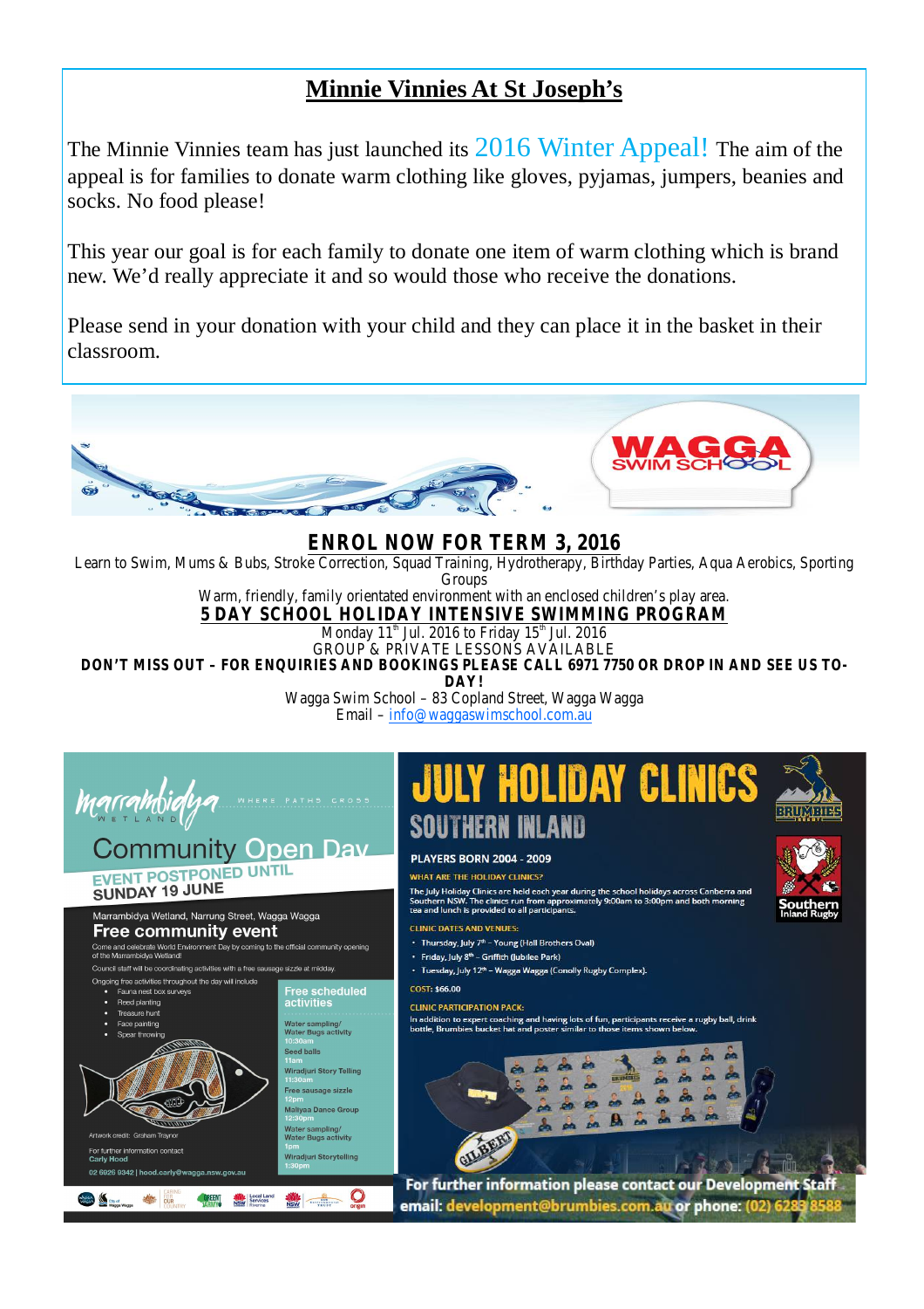## Minnie Vinnies At St Joseph's

The Minnie Vinnies team has just launched its 2016 Winter Appeal! The aim of the appeal is for families to donate warm clothing like gloves, pyjamas, jumpers, beanies and socks. No food please!

This year our goal is for each family to donate one item of warm clothing which is brand new. We'd really appreciate it and so would those who receive the donations.

Please send in your donation with your child and they can place it in the basket in their classroom.

WAGGA SWIM SCHOOL

## ENROL NOW FOR TERM 3, 2016

Learn to Swim, Mums & Bubs, Stroke Correction, Squad Training, Hydrotherapy, Birthday Parties, Aqua Aerobics, Sporting Groups

Warm, friendly, family orientated environment with an enclosed children's play area.

**5 DAY SCHOOL HOLIDAY INTENSIVE SWIMMING PROGRAM**

Monday 11th Jul. 2016 to Friday 15th Jul. 2016

GROUP & PRIVATE LESSONS AVAILABLE

**DON'T MISS OUT – FOR ENQUIRIES AND BOOKINGS PLEASE CALL 6971 7750 OR DROP IN AND SEE US TODAY!**

Wagga Swim School – 83 Copland Street, Wagga Wagga

Email – info@waggaswimschool.com.au

---

Marrambidya Wetland — WHERE PATHS CROSS

## Community Open Day

**EVENT POSTPONED UNTIL SUNDAY 19 JUNE**

Marrambidya Wetland, Narrung Street, Wagga Wagga

### Free community event

Come and celebrate World Environment Day by coming to the official community opening of the Marrambidya Wetland!

Council staff will be coordinating activities with a free sausage sizzle at midday.

Ongoing free activities throughout the day will include

- Fauna nest box surveys
- Reed planting
- Treasure hunt
- Face painting
- Spear throwing

**Free scheduled activities**

- Water sampling/ Water Bugs activity 10:30am
- Seed balls 11am
- Wiradjuri Story Telling 11:30am
- Free sausage sizzle 12pm
- Maliyaa Dance Group 12:30pm
- Water sampling/ Water Bugs activity 1pm
- Wiradjuri Storytelling 1:30pm

Artwork credit: Graham Traynor

For further information contact Carly Hood

02 6926 9342 | hood.carly@wagga.nsw.gov.au

---

## JULY HOLIDAY CLINICS

### SOUTHERN INLAND

BRUMBIES RUGBY — Southern Inland Rugby

**PLAYERS BORN 2004 - 2009**

**WHAT ARE THE HOLIDAY CLINICS?**

The July Holiday Clinics are held each year during the school holidays across Canberra and Southern NSW. The clinics run from approximately 9:00am to 3:00pm and both morning tea and lunch is provided to all participants.

**CLINIC DATES AND VENUES:**

- Thursday, July 7th – Young (Hall Brothers Oval)
- Friday, July 8th – Griffith (Jubilee Park)
- Tuesday, July 12th – Wagga Wagga (Conolly Rugby Complex).

**COST:** $66.00

**CLINIC PARTICIPATION PACK:**

In addition to expert coaching and having lots of fun, participants receive a rugby ball, drink bottle, Brumbies bucket hat and poster similar to those items shown below.

**For further information please contact our Development Staff email: development@brumbies.com.au or phone: (02) 6283 8588**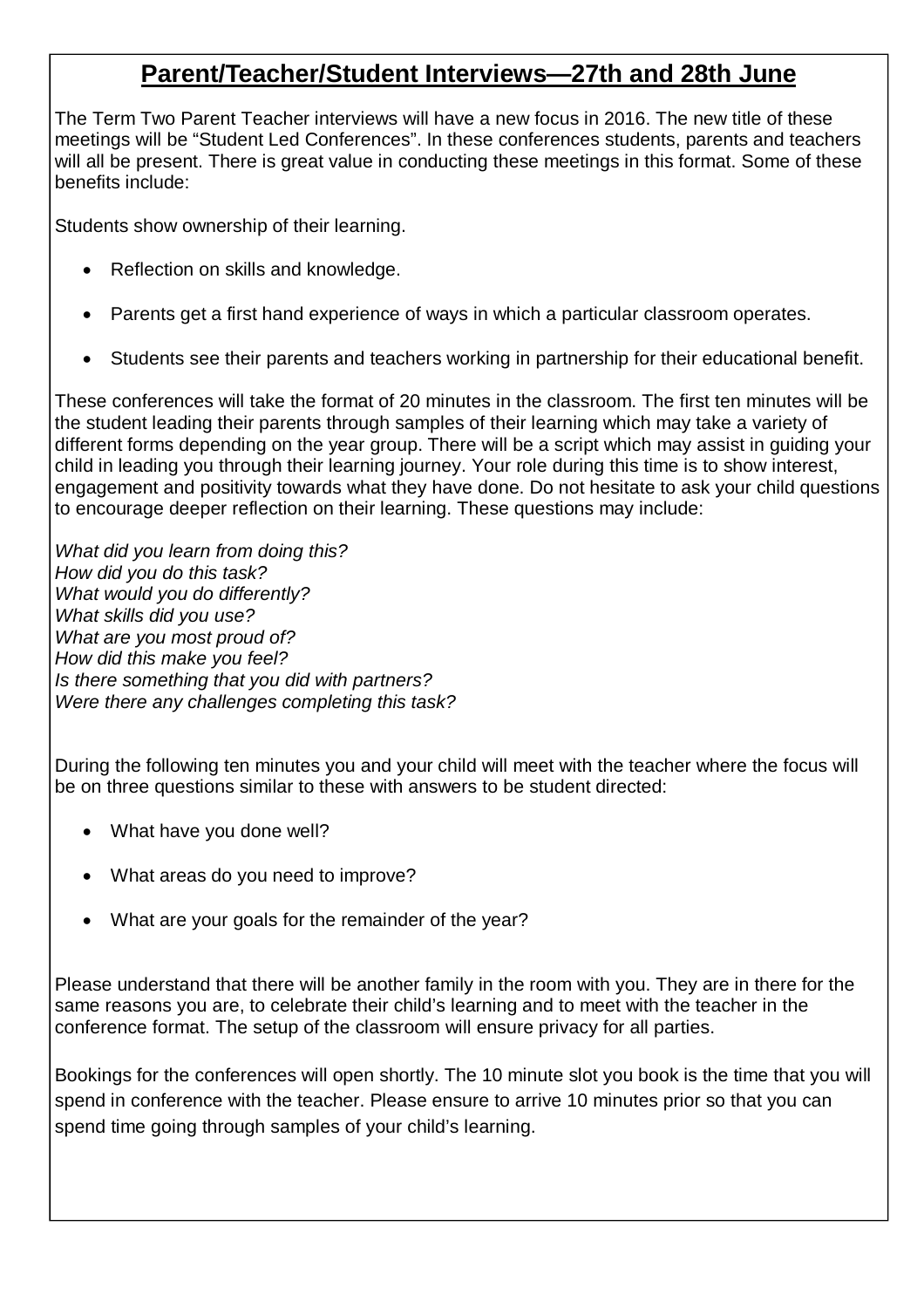## Parent/Teacher/Student Interviews—27th and 28th June

The Term Two Parent Teacher interviews will have a new focus in 2016. The new title of these meetings will be "Student Led Conferences". In these conferences students, parents and teachers will all be present. There is great value in conducting these meetings in this format. Some of these benefits include:

Students show ownership of their learning.

- Reflection on skills and knowledge.
- Parents get a first hand experience of ways in which a particular classroom operates.
- Students see their parents and teachers working in partnership for their educational benefit.

These conferences will take the format of 20 minutes in the classroom. The first ten minutes will be the student leading their parents through samples of their learning which may take a variety of different forms depending on the year group. There will be a script which may assist in guiding your child in leading you through their learning journey. Your role during this time is to show interest, engagement and positivity towards what they have done. Do not hesitate to ask your child questions to encourage deeper reflection on their learning. These questions may include:

*What did you learn from doing this?*
*How did you do this task?*
*What would you do differently?*
*What skills did you use?*
*What are you most proud of?*
*How did this make you feel?*
*Is there something that you did with partners?*
*Were there any challenges completing this task?*

During the following ten minutes you and your child will meet with the teacher where the focus will be on three questions similar to these with answers to be student directed:

- What have you done well?
- What areas do you need to improve?
- What are your goals for the remainder of the year?

Please understand that there will be another family in the room with you. They are in there for the same reasons you are, to celebrate their child's learning and to meet with the teacher in the conference format. The setup of the classroom will ensure privacy for all parties.

Bookings for the conferences will open shortly. The 10 minute slot you book is the time that you will spend in conference with the teacher. Please ensure to arrive 10 minutes prior so that you can spend time going through samples of your child's learning.